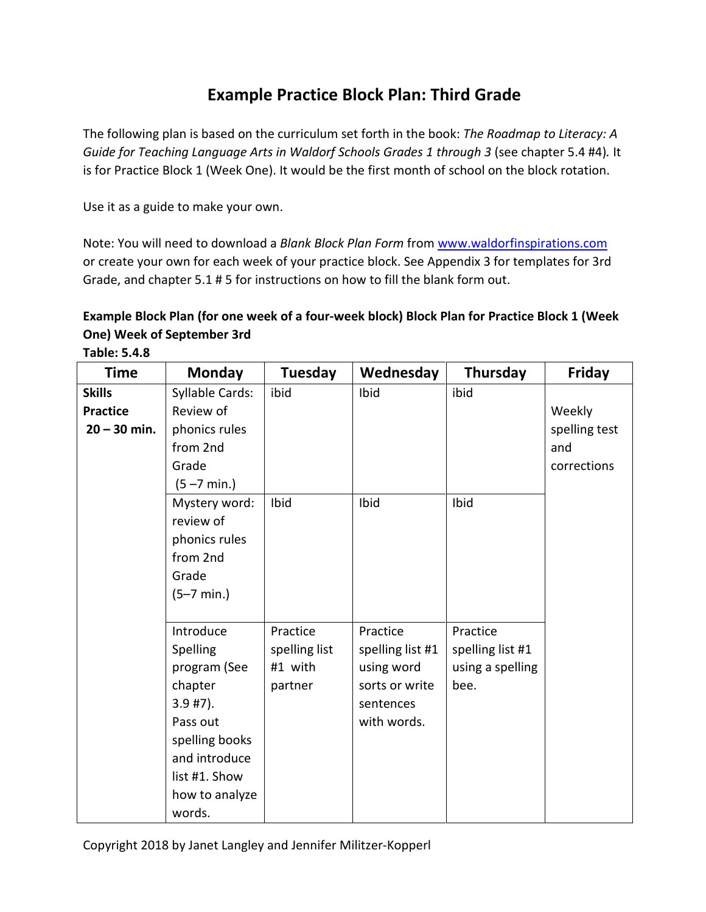# Example Practice Block Plan: Third Grade

The following plan is based on the curriculum set forth in the book: *The Roadmap to Literacy: A Guide for Teaching Language Arts in Waldorf Schools Grades 1 through 3* (see chapter 5.4 #4). It is for Practice Block 1 (Week One). It would be the first month of school on the block rotation.

Use it as a guide to make your own.

Note: You will need to download a *Blank Block Plan Form* from www.waldorfinspirations.com or create your own for each week of your practice block. See Appendix 3 for templates for 3rd Grade, and chapter 5.1 # 5 for instructions on how to fill the blank form out.

**Example Block Plan (for one week of a four-week block) Block Plan for Practice Block 1 (Week One) Week of September 3rd**

**Table: 5.4.8**

| Time | Monday | Tuesday | Wednesday | Thursday | Friday |
|---|---|---|---|---|---|
| **Skills Practice 20 – 30 min.** | Syllable Cards: Review of phonics rules from 2nd Grade (5 –7 min.) | ibid | Ibid | ibid | Weekly spelling test and corrections |
| | Mystery word: review of phonics rules from 2nd Grade (5–7 min.) | Ibid | Ibid | Ibid | |
| | Introduce Spelling program (See chapter 3.9 #7). Pass out spelling books and introduce list #1. Show how to analyze words. | Practice spelling list #1 with partner | Practice spelling list #1 using word sorts or write sentences with words. | Practice spelling list #1 using a spelling bee. | |

Copyright 2018 by Janet Langley and Jennifer Militzer-Kopperl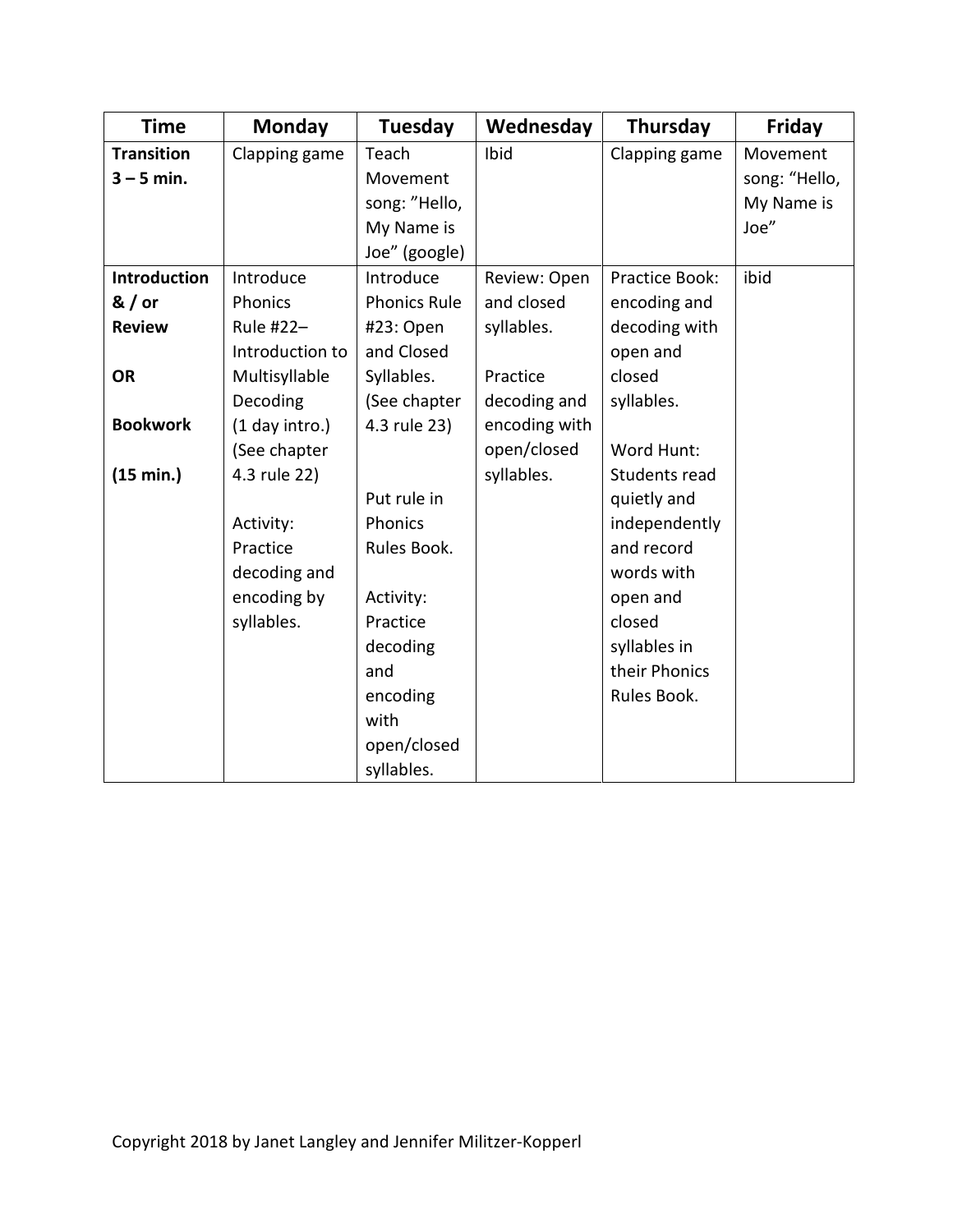| Time | Monday | Tuesday | Wednesday | Thursday | Friday |
|---|---|---|---|---|---|
| **Transition 3 – 5 min.** | Clapping game | Teach Movement song: "Hello, My Name is Joe" (google) | Ibid | Clapping game | Movement song: "Hello, My Name is Joe" |
| **Introduction & / or Review**<br><br>**OR**<br><br>**Bookwork**<br><br>**(15 min.)** | Introduce Phonics Rule #22– Introduction to Multisyllable Decoding (1 day intro.) (See chapter 4.3 rule 22)<br><br>Activity: Practice decoding and encoding by syllables. | Introduce Phonics Rule #23: Open and Closed Syllables. (See chapter 4.3 rule 23)<br><br>Put rule in Phonics Rules Book.<br><br>Activity: Practice decoding and encoding with open/closed syllables. | Review: Open and closed syllables.<br><br>Practice decoding and encoding with open/closed syllables. | Practice Book: encoding and decoding with open and closed syllables.<br><br>Word Hunt: Students read quietly and independently and record words with open and closed syllables in their Phonics Rules Book. | ibid |

Copyright 2018 by Janet Langley and Jennifer Militzer-Kopperl